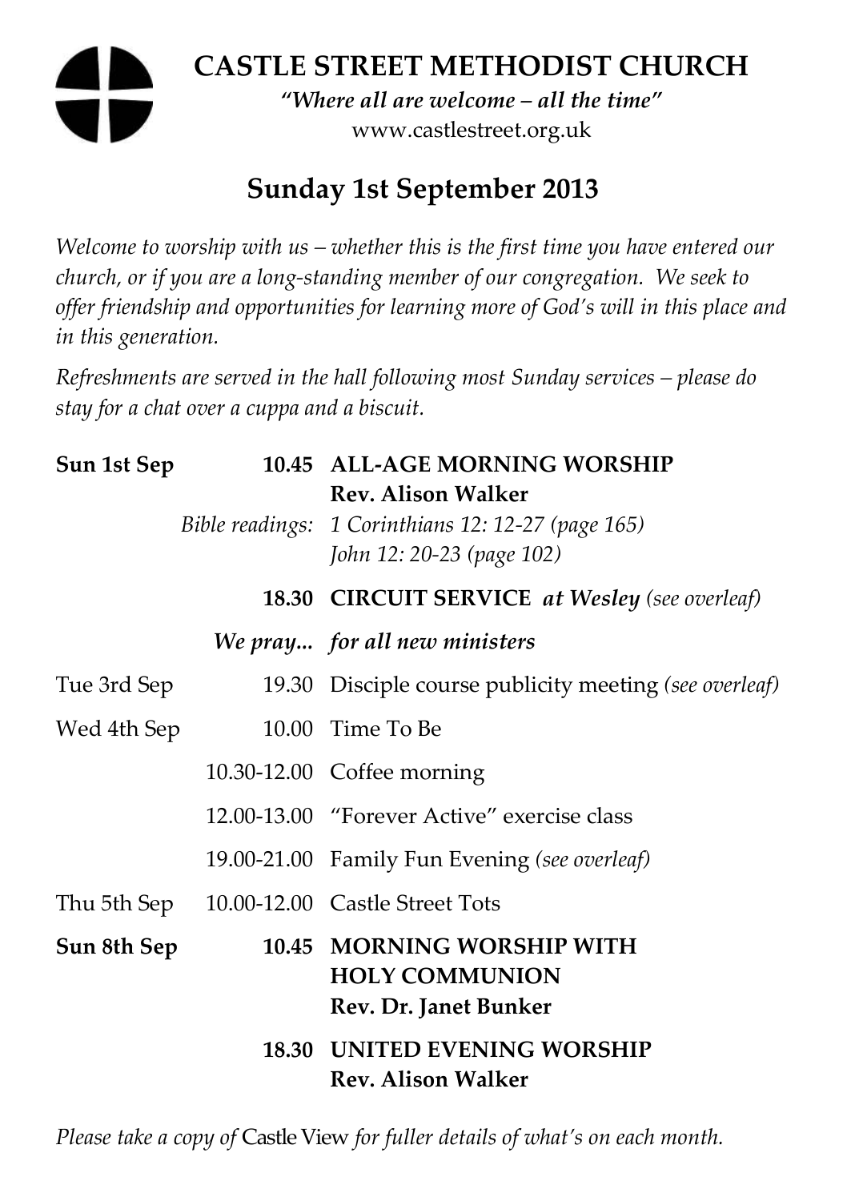# CASTLE STREET METHODIST CHURCH

*"Where all are welcome – all the time"*
www.castlestreet.org.uk

## Sunday 1st September 2013

*Welcome to worship with us – whether this is the first time you have entered our church, or if you are a long-standing member of our congregation. We seek to offer friendship and opportunities for learning more of God's will in this place and in this generation.*

*Refreshments are served in the hall following most Sunday services – please do stay for a chat over a cuppa and a biscuit.*

| | | |
|---|---|---|
| **Sun 1st Sep** | **10.45** | **ALL-AGE MORNING WORSHIP** **Rev. Alison Walker** |
| | *Bible readings:* | *1 Corinthians 12: 12-27 (page 165)* *John 12: 20-23 (page 102)* |
| | **18.30** | **CIRCUIT SERVICE** ***at Wesley*** *(see overleaf)* |
| | ***We pray...*** | ***for all new ministers*** |
| Tue 3rd Sep | 19.30 | Disciple course publicity meeting *(see overleaf)* |
| Wed 4th Sep | 10.00 | Time To Be |
| | 10.30-12.00 | Coffee morning |
| | 12.00-13.00 | "Forever Active" exercise class |
| | 19.00-21.00 | Family Fun Evening *(see overleaf)* |
| Thu 5th Sep | 10.00-12.00 | Castle Street Tots |
| **Sun 8th Sep** | **10.45** | **MORNING WORSHIP WITH HOLY COMMUNION** **Rev. Dr. Janet Bunker** |
| | **18.30** | **UNITED EVENING WORSHIP** **Rev. Alison Walker** |

*Please take a copy of* Castle View *for fuller details of what's on each month.*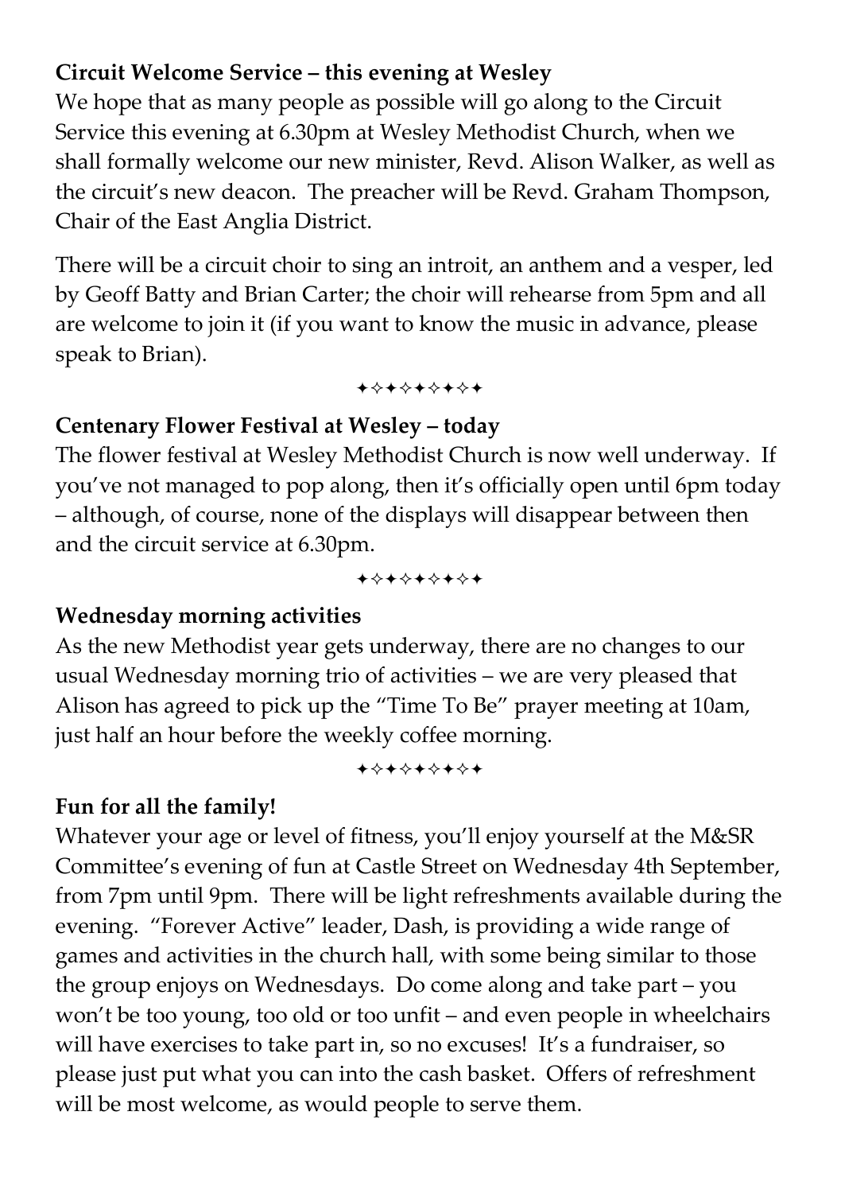**Circuit Welcome Service – this evening at Wesley**

We hope that as many people as possible will go along to the Circuit Service this evening at 6.30pm at Wesley Methodist Church, when we shall formally welcome our new minister, Revd. Alison Walker, as well as the circuit's new deacon. The preacher will be Revd. Graham Thompson, Chair of the East Anglia District.

There will be a circuit choir to sing an introit, an anthem and a vesper, led by Geoff Batty and Brian Carter; the choir will rehearse from 5pm and all are welcome to join it (if you want to know the music in advance, please speak to Brian).

✦✧✦✧✦✧✦✧✦

**Centenary Flower Festival at Wesley – today**

The flower festival at Wesley Methodist Church is now well underway. If you've not managed to pop along, then it's officially open until 6pm today – although, of course, none of the displays will disappear between then and the circuit service at 6.30pm.

✦✧✦✧✦✧✦✧✦

**Wednesday morning activities**

As the new Methodist year gets underway, there are no changes to our usual Wednesday morning trio of activities – we are very pleased that Alison has agreed to pick up the "Time To Be" prayer meeting at 10am, just half an hour before the weekly coffee morning.

✦✧✦✧✦✧✦✧✦

**Fun for all the family!**

Whatever your age or level of fitness, you'll enjoy yourself at the M&SR Committee's evening of fun at Castle Street on Wednesday 4th September, from 7pm until 9pm. There will be light refreshments available during the evening. "Forever Active" leader, Dash, is providing a wide range of games and activities in the church hall, with some being similar to those the group enjoys on Wednesdays. Do come along and take part – you won't be too young, too old or too unfit – and even people in wheelchairs will have exercises to take part in, so no excuses! It's a fundraiser, so please just put what you can into the cash basket. Offers of refreshment will be most welcome, as would people to serve them.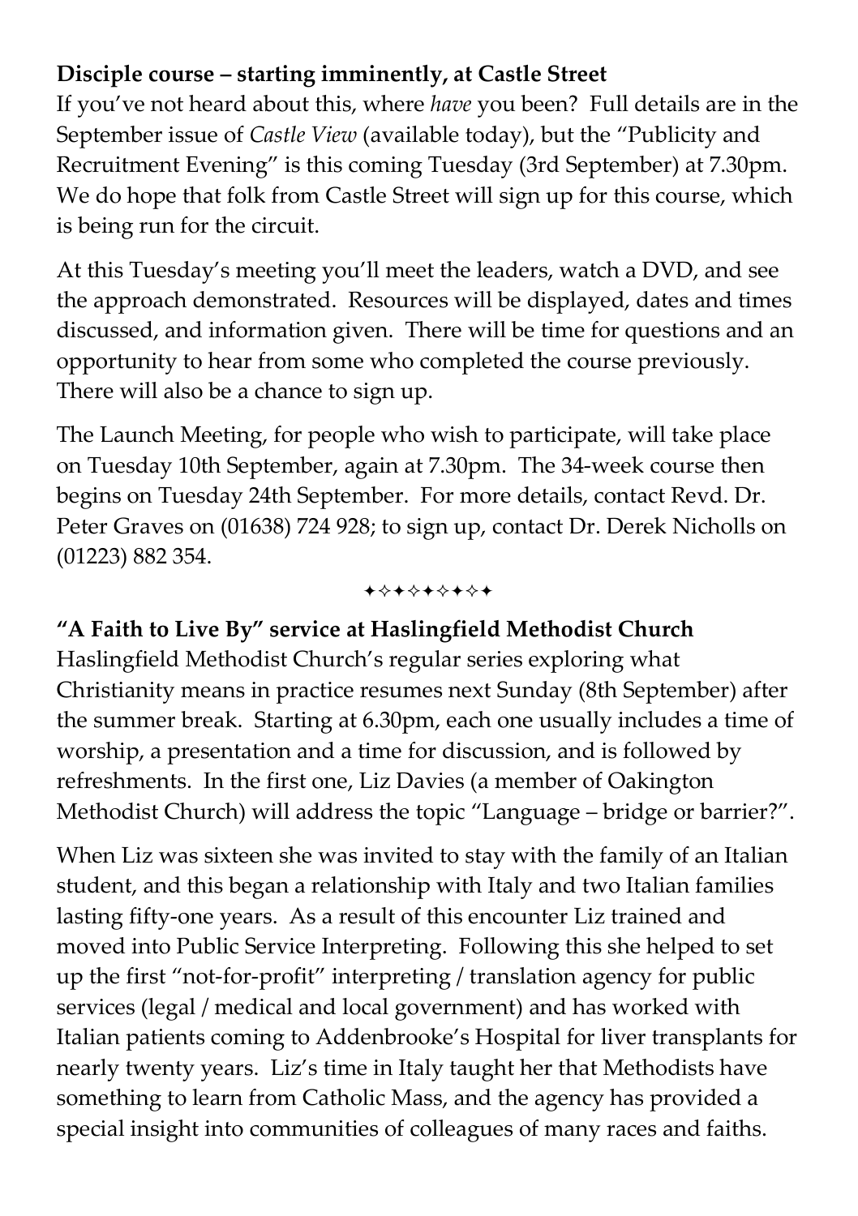**Disciple course – starting imminently, at Castle Street**

If you've not heard about this, where *have* you been? Full details are in the September issue of *Castle View* (available today), but the "Publicity and Recruitment Evening" is this coming Tuesday (3rd September) at 7.30pm. We do hope that folk from Castle Street will sign up for this course, which is being run for the circuit.

At this Tuesday's meeting you'll meet the leaders, watch a DVD, and see the approach demonstrated. Resources will be displayed, dates and times discussed, and information given. There will be time for questions and an opportunity to hear from some who completed the course previously. There will also be a chance to sign up.

The Launch Meeting, for people who wish to participate, will take place on Tuesday 10th September, again at 7.30pm. The 34-week course then begins on Tuesday 24th September. For more details, contact Revd. Dr. Peter Graves on (01638) 724 928; to sign up, contact Dr. Derek Nicholls on (01223) 882 354.

✦✧✦✧✦✧✦✧✦

**"A Faith to Live By" service at Haslingfield Methodist Church**

Haslingfield Methodist Church's regular series exploring what Christianity means in practice resumes next Sunday (8th September) after the summer break. Starting at 6.30pm, each one usually includes a time of worship, a presentation and a time for discussion, and is followed by refreshments. In the first one, Liz Davies (a member of Oakington Methodist Church) will address the topic "Language – bridge or barrier?".

When Liz was sixteen she was invited to stay with the family of an Italian student, and this began a relationship with Italy and two Italian families lasting fifty-one years. As a result of this encounter Liz trained and moved into Public Service Interpreting. Following this she helped to set up the first "not-for-profit" interpreting / translation agency for public services (legal / medical and local government) and has worked with Italian patients coming to Addenbrooke's Hospital for liver transplants for nearly twenty years. Liz's time in Italy taught her that Methodists have something to learn from Catholic Mass, and the agency has provided a special insight into communities of colleagues of many races and faiths.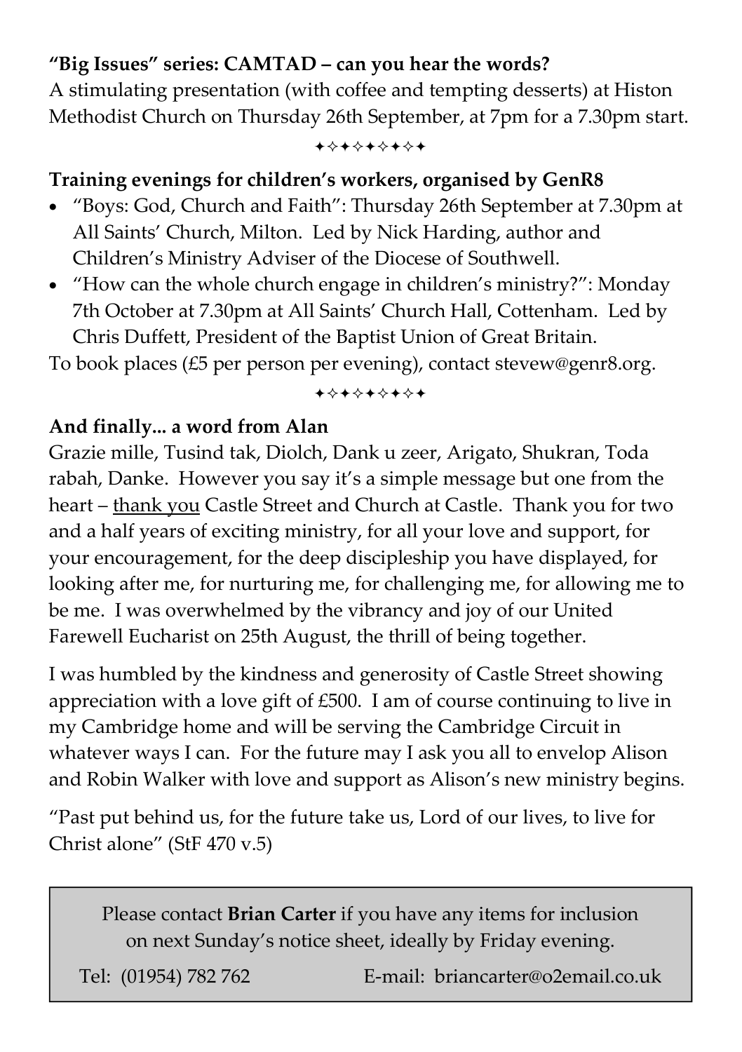**"Big Issues" series: CAMTAD – can you hear the words?**
A stimulating presentation (with coffee and tempting desserts) at Histon Methodist Church on Thursday 26th September, at 7pm for a 7.30pm start.

✦✧✦✧✦✧✦✧✦

**Training evenings for children's workers, organised by GenR8**

- "Boys: God, Church and Faith": Thursday 26th September at 7.30pm at All Saints' Church, Milton. Led by Nick Harding, author and Children's Ministry Adviser of the Diocese of Southwell.
- "How can the whole church engage in children's ministry?": Monday 7th October at 7.30pm at All Saints' Church Hall, Cottenham. Led by Chris Duffett, President of the Baptist Union of Great Britain.

To book places (£5 per person per evening), contact stevew@genr8.org.

✦✧✦✧✦✧✦✧✦

**And finally... a word from Alan**
Grazie mille, Tusind tak, Diolch, Dank u zeer, Arigato, Shukran, Toda rabah, Danke. However you say it's a simple message but one from the heart – thank you Castle Street and Church at Castle. Thank you for two and a half years of exciting ministry, for all your love and support, for your encouragement, for the deep discipleship you have displayed, for looking after me, for nurturing me, for challenging me, for allowing me to be me. I was overwhelmed by the vibrancy and joy of our United Farewell Eucharist on 25th August, the thrill of being together.

I was humbled by the kindness and generosity of Castle Street showing appreciation with a love gift of £500. I am of course continuing to live in my Cambridge home and will be serving the Cambridge Circuit in whatever ways I can. For the future may I ask you all to envelop Alison and Robin Walker with love and support as Alison's new ministry begins.

"Past put behind us, for the future take us, Lord of our lives, to live for Christ alone" (StF 470 v.5)

Please contact **Brian Carter** if you have any items for inclusion on next Sunday's notice sheet, ideally by Friday evening.

Tel: (01954) 782 762 E-mail: briancarter@o2email.co.uk